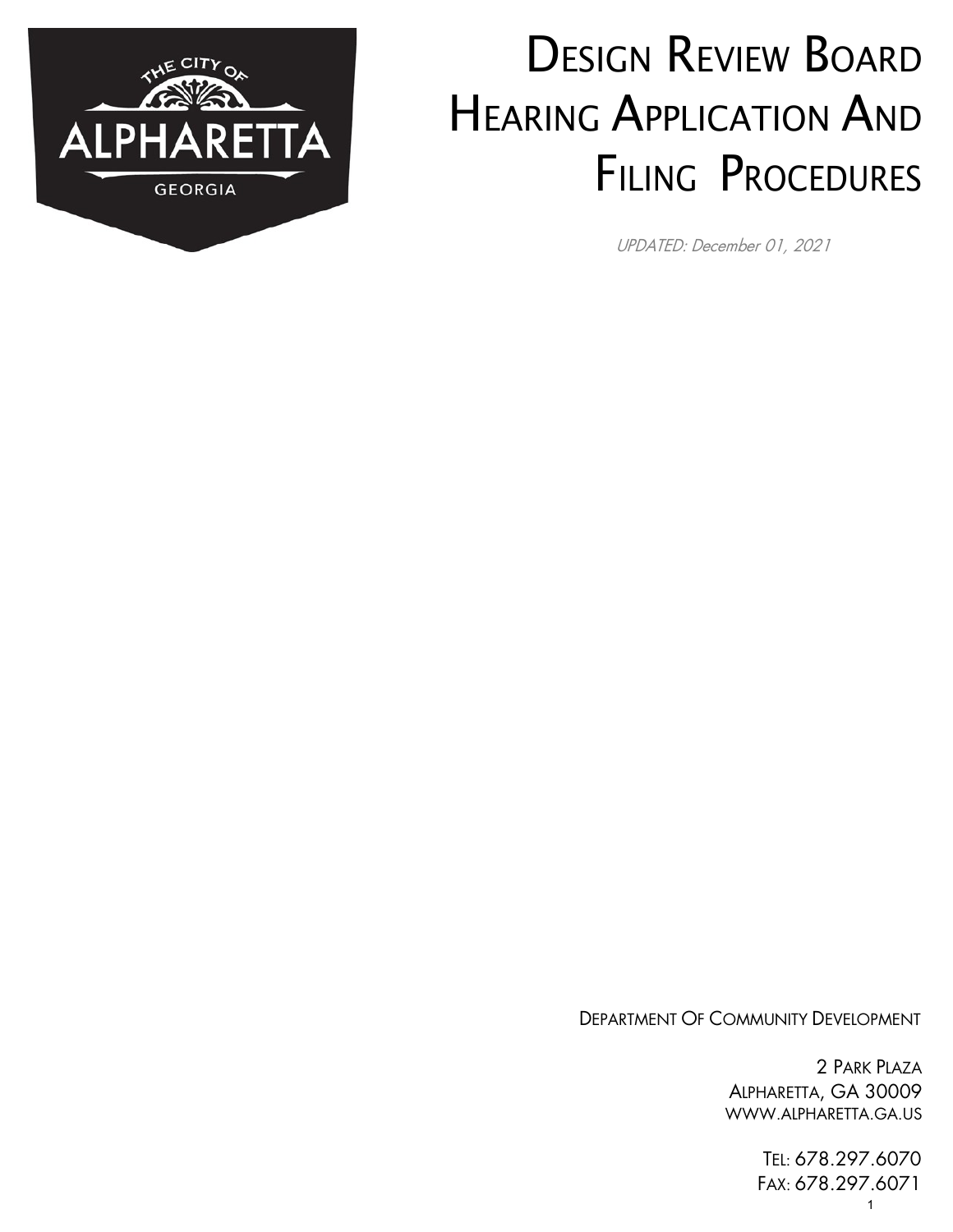# Design Review Board Hearing Application And Filing Procedures

*UPDATED: December 01, 2021*

Department Of Community Development

2 Park Plaza
Alpharetta, GA 30009
www.alpharetta.ga.us

Tel: 678.297.6070
Fax: 678.297.6071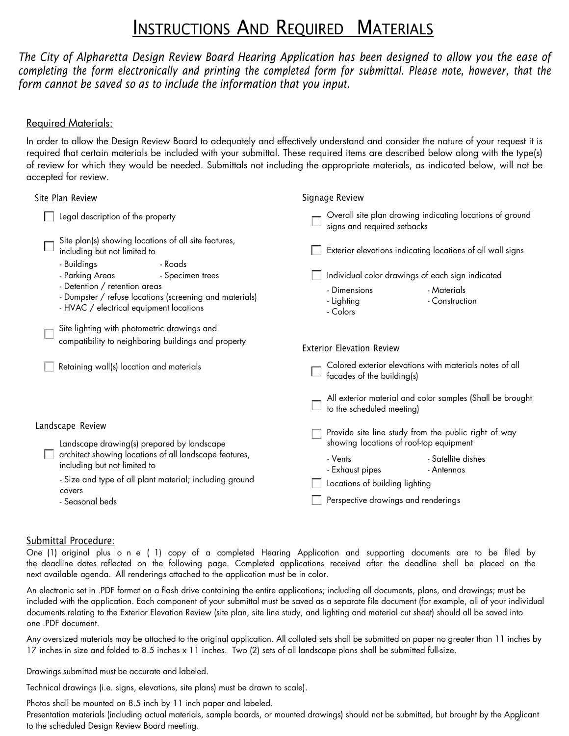# Instructions And Required Materials

*The City of Alpharetta Design Review Board Hearing Application has been designed to allow you the ease of completing the form electronically and printing the completed form for submittal. Please note, however, that the form cannot be saved so as to include the information that you input.*

## Required Materials:

In order to allow the Design Review Board to adequately and effectively understand and consider the nature of your request it is required that certain materials be included with your submittal. These required items are described below along with the type(s) of review for which they would be needed. Submittals not including the appropriate materials, as indicated below, will not be accepted for review.

### Site Plan Review

- ☐ Legal description of the property
- ☐ Site plan(s) showing locations of all site features, including but not limited to
  - Buildings
  - Roads
  - Parking Areas
  - Specimen trees
  - Detention / retention areas
  - Dumpster / refuse locations (screening and materials)
  - HVAC / electrical equipment locations
- ☐ Site lighting with photometric drawings and compatibility to neighboring buildings and property
- ☐ Retaining wall(s) location and materials

### Landscape Review

- ☐ Landscape drawing(s) prepared by landscape architect showing locations of all landscape features, including but not limited to
  - Size and type of all plant material; including ground covers
  - Seasonal beds

### Signage Review

- ☐ Overall site plan drawing indicating locations of ground signs and required setbacks
- ☐ Exterior elevations indicating locations of all wall signs
- ☐ Individual color drawings of each sign indicated
  - Dimensions
  - Materials
  - Lighting
  - Construction
  - Colors

### Exterior Elevation Review

- ☐ Colored exterior elevations with materials notes of all facades of the building(s)
- ☐ All exterior material and color samples (Shall be brought to the scheduled meeting)
- ☐ Provide site line study from the public right of way showing locations of roof-top equipment
  - Vents
  - Satellite dishes
  - Exhaust pipes
  - Antennas
- ☐ Locations of building lighting
- ☐ Perspective drawings and renderings

## Submittal Procedure:

One (1) original plus one (1) copy of a completed Hearing Application and supporting documents are to be filed by the deadline dates reflected on the following page. Completed applications received after the deadline shall be placed on the next available agenda. All renderings attached to the application must be in color.

An electronic set in .PDF format on a flash drive containing the entire applications; including all documents, plans, and drawings; must be included with the application. Each component of your submittal must be saved as a separate file document (for example, all of your individual documents relating to the Exterior Elevation Review (site plan, site line study, and lighting and material cut sheet) should all be saved into one .PDF document.

Any oversized materials may be attached to the original application. All collated sets shall be submitted on paper no greater than 11 inches by 17 inches in size and folded to 8.5 inches x 11 inches. Two (2) sets of all landscape plans shall be submitted full-size.

Drawings submitted must be accurate and labeled.

Technical drawings (i.e. signs, elevations, site plans) must be drawn to scale).

Photos shall be mounted on 8.5 inch by 11 inch paper and labeled.

Presentation materials (including actual materials, sample boards, or mounted drawings) should not be submitted, but brought by the Applicant to the scheduled Design Review Board meeting.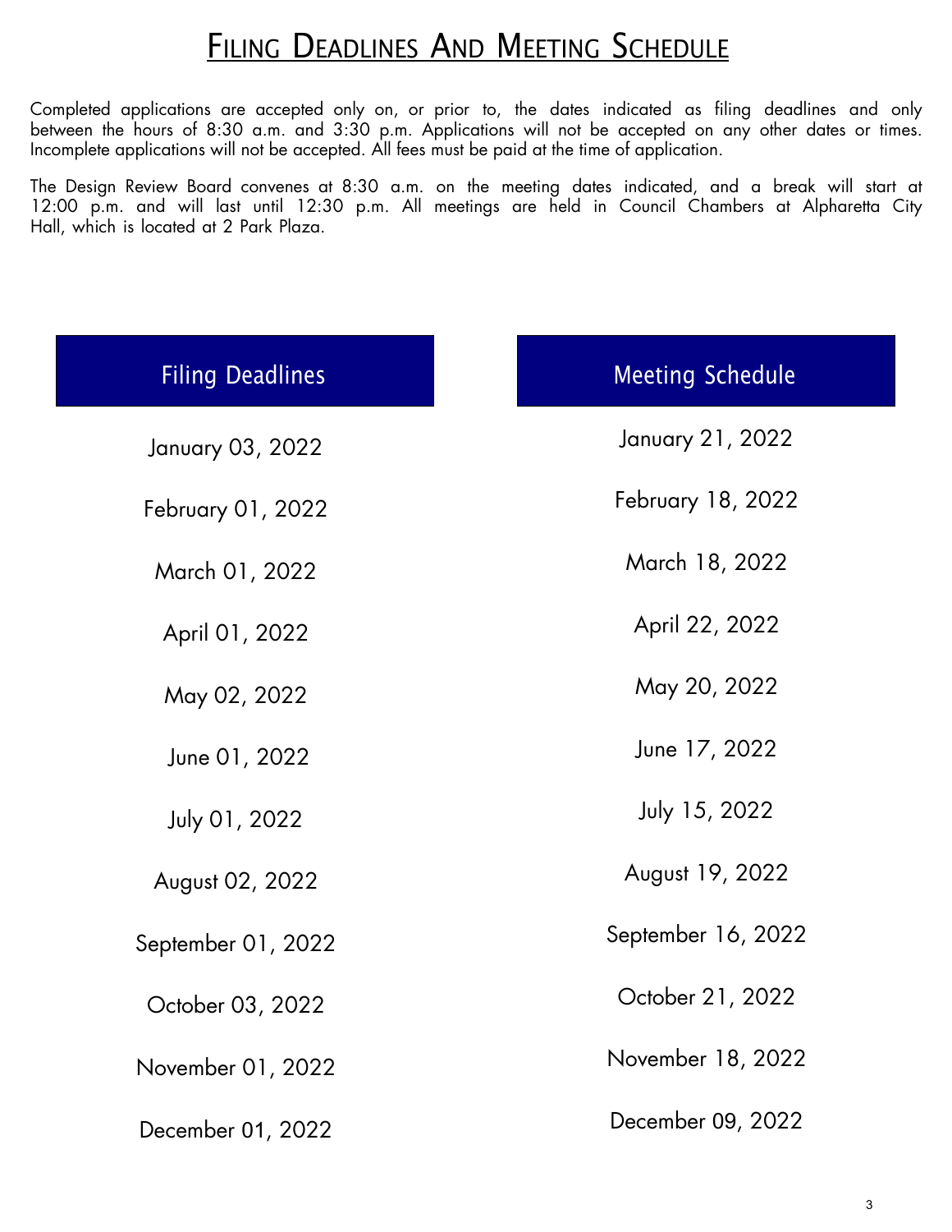# Filing Deadlines And Meeting Schedule

Completed applications are accepted only on, or prior to, the dates indicated as filing deadlines and only between the hours of 8:30 a.m. and 3:30 p.m. Applications will not be accepted on any other dates or times. Incomplete applications will not be accepted. All fees must be paid at the time of application.

The Design Review Board convenes at 8:30 a.m. on the meeting dates indicated, and a break will start at 12:00 p.m. and will last until 12:30 p.m. All meetings are held in Council Chambers at Alpharetta City Hall, which is located at 2 Park Plaza.

| Filing Deadlines | Meeting Schedule |
| --- | --- |
| January 03, 2022 | January 21, 2022 |
| February 01, 2022 | February 18, 2022 |
| March 01, 2022 | March 18, 2022 |
| April 01, 2022 | April 22, 2022 |
| May 02, 2022 | May 20, 2022 |
| June 01, 2022 | June 17, 2022 |
| July 01, 2022 | July 15, 2022 |
| August 02, 2022 | August 19, 2022 |
| September 01, 2022 | September 16, 2022 |
| October 03, 2022 | October 21, 2022 |
| November 01, 2022 | November 18, 2022 |
| December 01, 2022 | December 09, 2022 |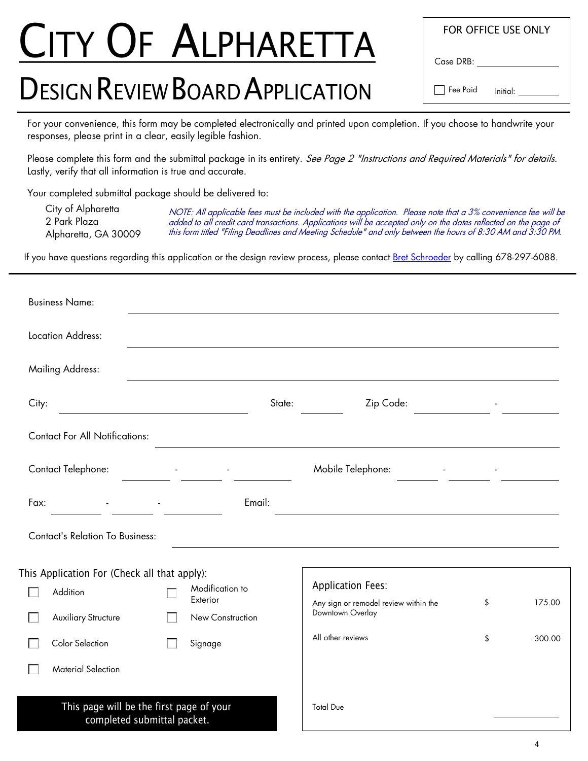# City Of Alpharetta

# Design Review Board Application

**FOR OFFICE USE ONLY**

Case DRB: ______________

☐ Fee Paid    Initial: ________

For your convenience, this form may be completed electronically and printed upon completion. If you choose to handwrite your responses, please print in a clear, easily legible fashion.

Please complete this form and the submittal package in its entirety. *See Page 2 "Instructions and Required Materials" for details.* Lastly, verify that all information is true and accurate.

Your completed submittal package should be delivered to:

City of Alpharetta
2 Park Plaza
Alpharetta, GA 30009

*NOTE: All applicable fees must be included with the application. Please note that a 3% convenience fee will be added to all credit card transactions. Applications will be accepted only on the dates reflected on the page of this form titled "Filing Deadlines and Meeting Schedule" and only between the hours of 8:30 AM and 3:30 PM.*

If you have questions regarding this application or the design review process, please contact Bret Schroeder by calling 678-297-6088.

---

Business Name: ______________________________

Location Address: ______________________________

Mailing Address: ______________________________

City: ______________ State: ________ Zip Code: ________ - ________

Contact For All Notifications: ______________________________

Contact Telephone: ______ - ______ - ______ Mobile Telephone: ______ - ______ - ______

Fax: ______ - ______ - ______ Email: ______________________________

Contact's Relation To Business: ______________________________

This Application For (Check all that apply):

- ☐ Addition
- ☐ Modification to Exterior
- ☐ Auxiliary Structure
- ☐ New Construction
- ☐ Color Selection
- ☐ Signage
- ☐ Material Selection

**This page will be the first page of your completed submittal packet.**

Application Fees:

| | | |
|---|---|---|
| Any sign or remodel review within the Downtown Overlay | $ | 175.00 |
| All other reviews | $ | 300.00 |
| Total Due | | ________ |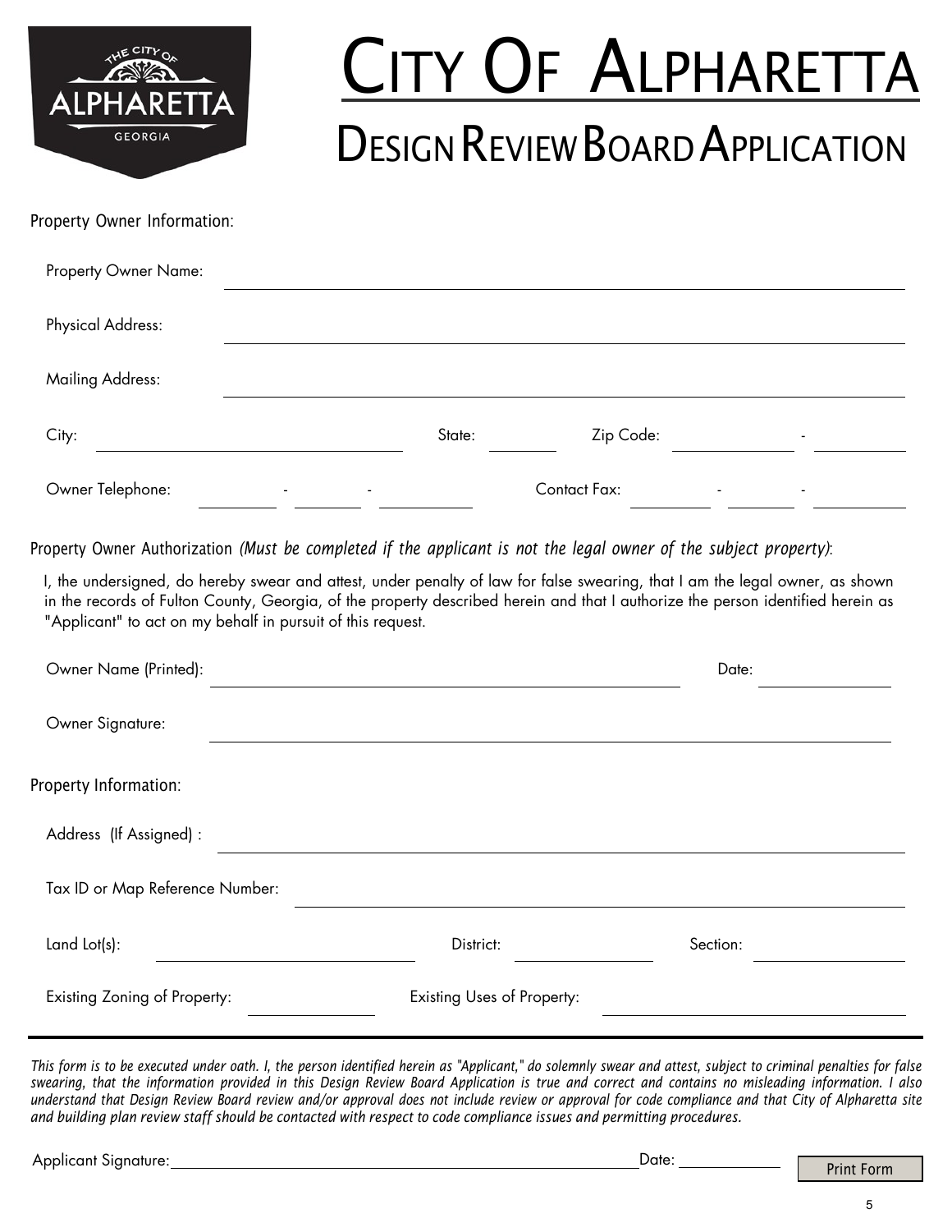# CITY OF ALPHARETTA

## DESIGN REVIEW BOARD APPLICATION

### Property Owner Information:

Property Owner Name: ______________________________

Physical Address: ______________________________

Mailing Address: ______________________________

City: ____________ State: ______ Zip Code: ________ - ________

Owner Telephone: ______ - ______ - ______ Contact Fax: ______ - ______ - ______

### Property Owner Authorization *(Must be completed if the applicant is not the legal owner of the subject property)*:

I, the undersigned, do hereby swear and attest, under penalty of law for false swearing, that I am the legal owner, as shown in the records of Fulton County, Georgia, of the property described herein and that I authorize the person identified herein as "Applicant" to act on my behalf in pursuit of this request.

Owner Name (Printed): ______________________________ Date: ____________

Owner Signature: ______________________________

### Property Information:

Address (If Assigned) : ______________________________

Tax ID or Map Reference Number: ______________________________

Land Lot(s): ____________ District: ____________ Section: ____________

Existing Zoning of Property: ____________ Existing Uses of Property: ____________

---

*This form is to be executed under oath. I, the person identified herein as "Applicant," do solemnly swear and attest, subject to criminal penalties for false swearing, that the information provided in this Design Review Board Application is true and correct and contains no misleading information. I also understand that Design Review Board review and/or approval does not include review or approval for code compliance and that City of Alpharetta site and building plan review staff should be contacted with respect to code compliance issues and permitting procedures.*

Applicant Signature: ______________________________ Date: ____________

Print Form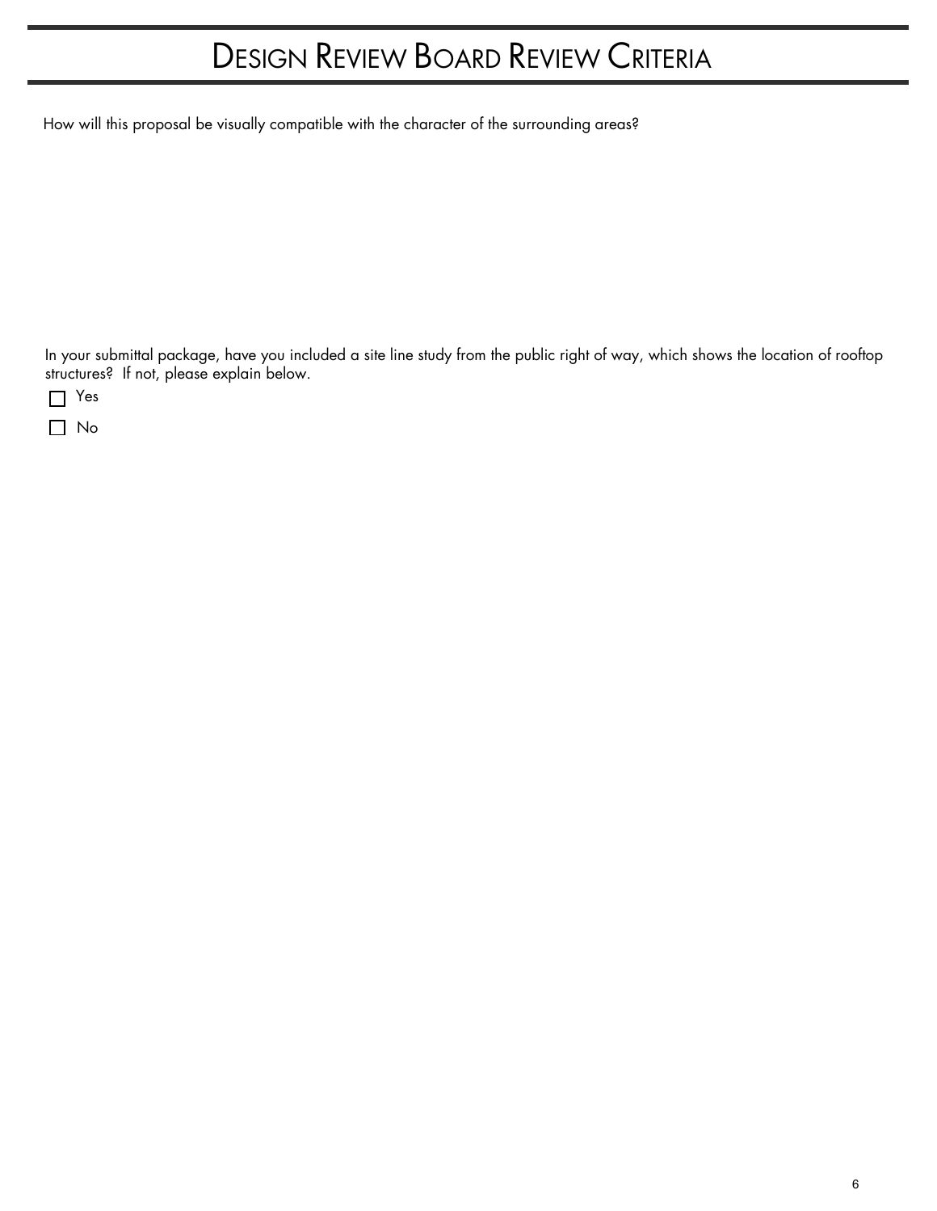# Design Review Board Review Criteria

How will this proposal be visually compatible with the character of the surrounding areas?

In your submittal package, have you included a site line study from the public right of way, which shows the location of rooftop structures? If not, please explain below.

☐ Yes

☐ No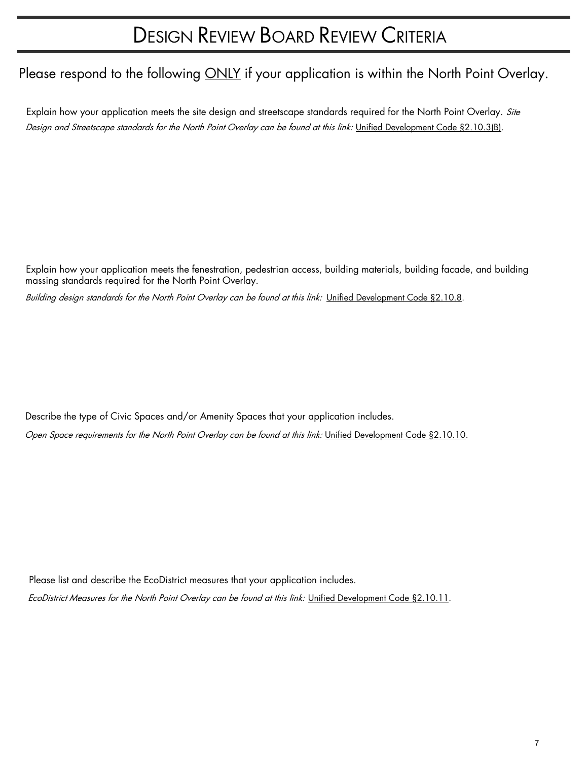# Design Review Board Review Criteria

Please respond to the following ONLY if your application is within the North Point Overlay.

Explain how your application meets the site design and streetscape standards required for the North Point Overlay. *Site Design and Streetscape standards for the North Point Overlay can be found at this link:* Unified Development Code §2.10.3(B).

Explain how your application meets the fenestration, pedestrian access, building materials, building facade, and building massing standards required for the North Point Overlay.

*Building design standards for the North Point Overlay can be found at this link:* Unified Development Code §2.10.8.

Describe the type of Civic Spaces and/or Amenity Spaces that your application includes.

*Open Space requirements for the North Point Overlay can be found at this link:* Unified Development Code §2.10.10.

Please list and describe the EcoDistrict measures that your application includes.

*EcoDistrict Measures for the North Point Overlay can be found at this link:* Unified Development Code §2.10.11.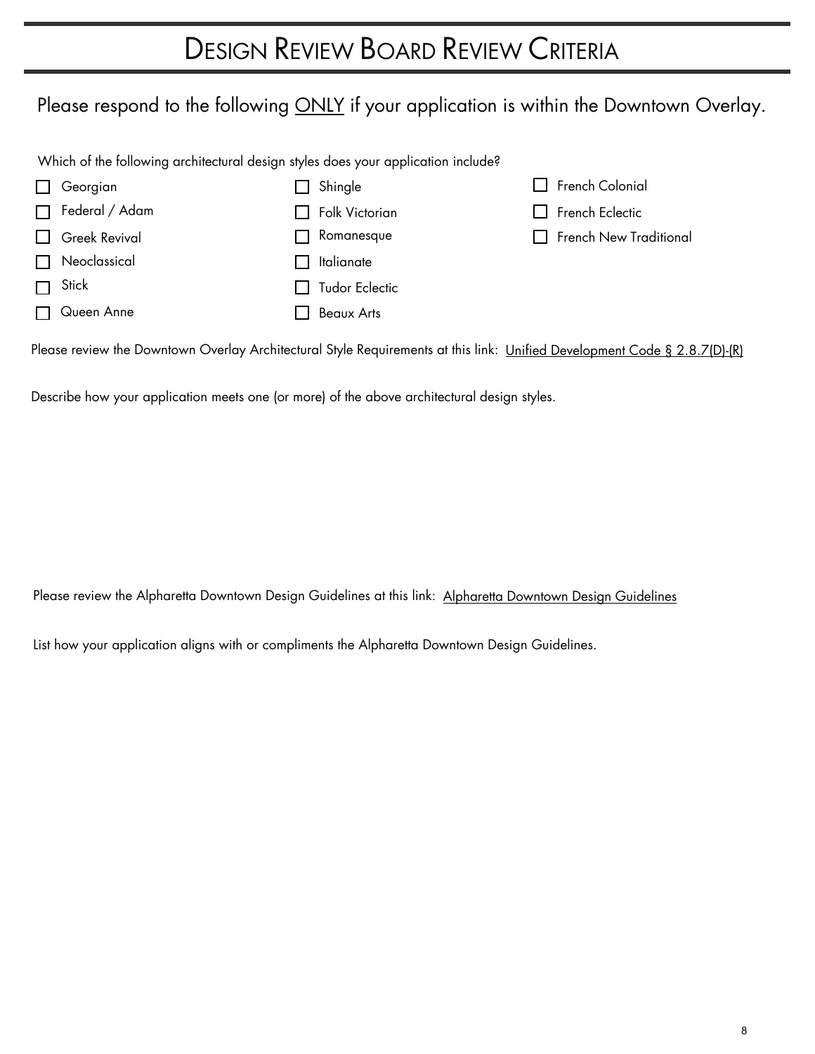# Design Review Board Review Criteria

Please respond to the following <u>ONLY</u> if your application is within the Downtown Overlay.

Which of the following architectural design styles does your application include?

- [ ] Georgian
- [ ] Federal / Adam
- [ ] Greek Revival
- [ ] Neoclassical
- [ ] Stick
- [ ] Queen Anne
- [ ] Shingle
- [ ] Folk Victorian
- [ ] Romanesque
- [ ] Italianate
- [ ] Tudor Eclectic
- [ ] Beaux Arts
- [ ] French Colonial
- [ ] French Eclectic
- [ ] French New Traditional

Please review the Downtown Overlay Architectural Style Requirements at this link: Unified Development Code § 2.8.7(D)-(R)

Describe how your application meets one (or more) of the above architectural design styles.

Please review the Alpharetta Downtown Design Guidelines at this link: Alpharetta Downtown Design Guidelines

List how your application aligns with or compliments the Alpharetta Downtown Design Guidelines.